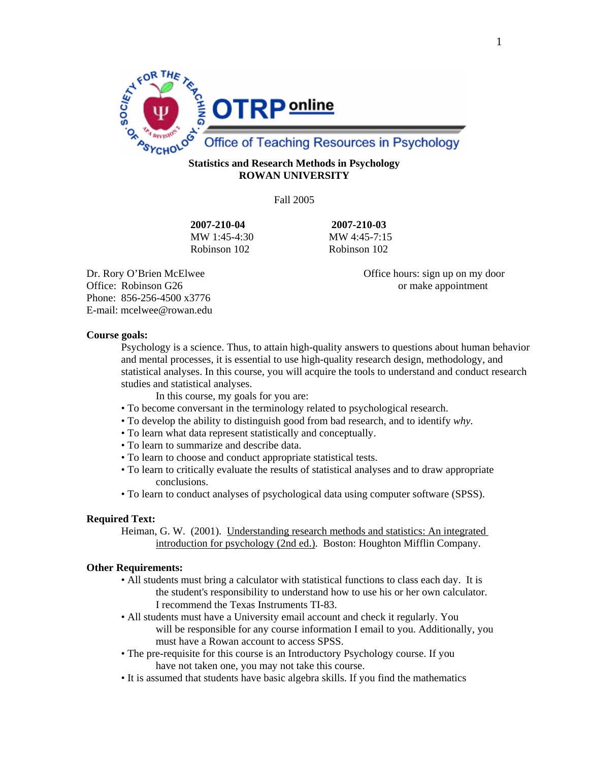**Statistics and Research Methods in Psychology**
**ROWAN UNIVERSITY**

Fall 2005

| **2007-210-04** | **2007-210-03** |
|---|---|
| MW 1:45-4:30 | MW 4:45-7:15 |
| Robinson 102 | Robinson 102 |

Dr. Rory O'Brien McElwee
Office: Robinson G26
Phone: 856-256-4500 x3776
E-mail: mcelwee@rowan.edu

Office hours: sign up on my door or make appointment

**Course goals:**

Psychology is a science. Thus, to attain high-quality answers to questions about human behavior and mental processes, it is essential to use high-quality research design, methodology, and statistical analyses. In this course, you will acquire the tools to understand and conduct research studies and statistical analyses.

In this course, my goals for you are:

- To become conversant in the terminology related to psychological research.
- To develop the ability to distinguish good from bad research, and to identify *why*.
- To learn what data represent statistically and conceptually.
- To learn to summarize and describe data.
- To learn to choose and conduct appropriate statistical tests.
- To learn to critically evaluate the results of statistical analyses and to draw appropriate conclusions.
- To learn to conduct analyses of psychological data using computer software (SPSS).

**Required Text:**

Heiman, G. W. (2001). Understanding research methods and statistics: An integrated introduction for psychology (2nd ed.). Boston: Houghton Mifflin Company.

**Other Requirements:**

- All students must bring a calculator with statistical functions to class each day. It is the student's responsibility to understand how to use his or her own calculator. I recommend the Texas Instruments TI-83.
- All students must have a University email account and check it regularly. You will be responsible for any course information I email to you. Additionally, you must have a Rowan account to access SPSS.
- The pre-requisite for this course is an Introductory Psychology course. If you have not taken one, you may not take this course.
- It is assumed that students have basic algebra skills. If you find the mathematics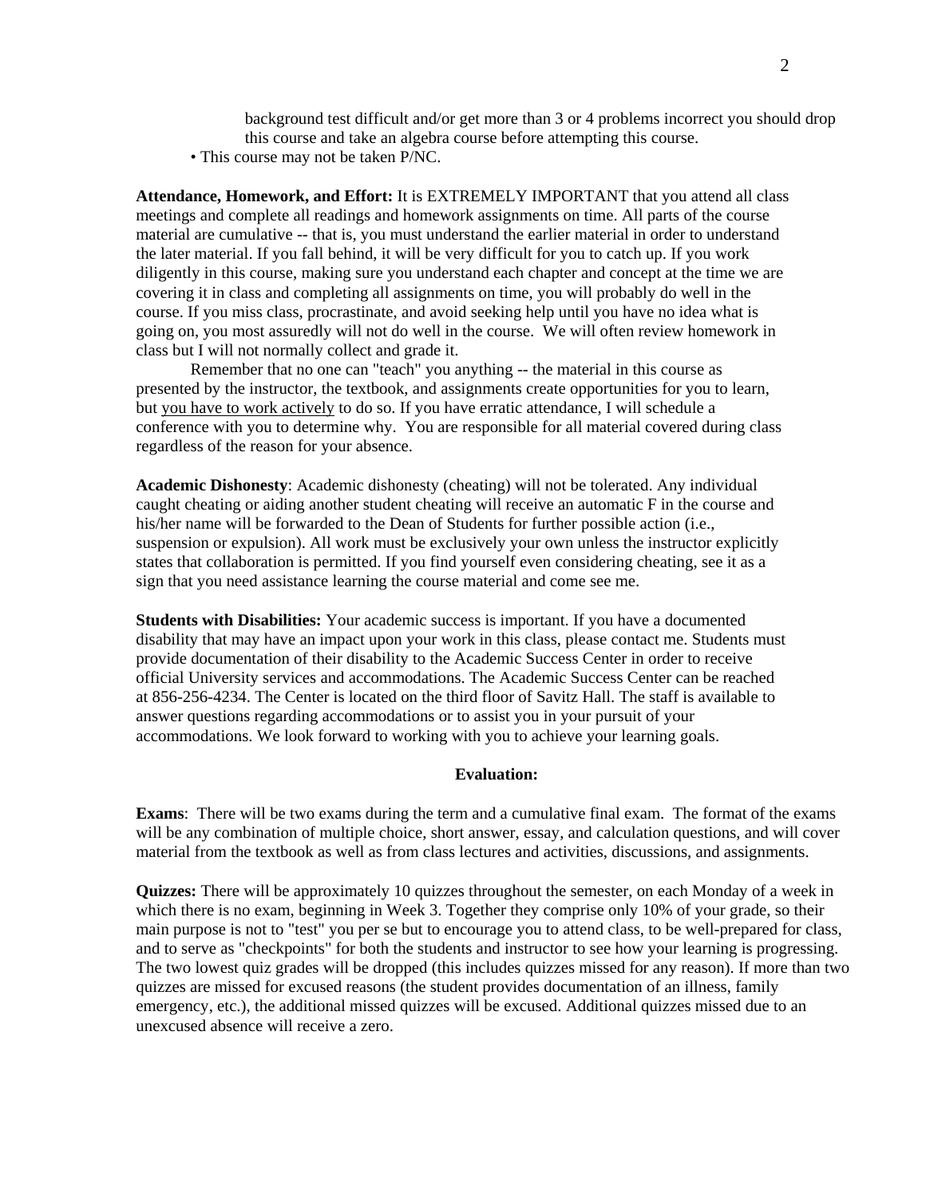background test difficult and/or get more than 3 or 4 problems incorrect you should drop this course and take an algebra course before attempting this course.

- This course may not be taken P/NC.

**Attendance, Homework, and Effort:** It is EXTREMELY IMPORTANT that you attend all class meetings and complete all readings and homework assignments on time. All parts of the course material are cumulative -- that is, you must understand the earlier material in order to understand the later material. If you fall behind, it will be very difficult for you to catch up. If you work diligently in this course, making sure you understand each chapter and concept at the time we are covering it in class and completing all assignments on time, you will probably do well in the course. If you miss class, procrastinate, and avoid seeking help until you have no idea what is going on, you most assuredly will not do well in the course. We will often review homework in class but I will not normally collect and grade it.

Remember that no one can "teach" you anything -- the material in this course as presented by the instructor, the textbook, and assignments create opportunities for you to learn, but you have to work actively to do so. If you have erratic attendance, I will schedule a conference with you to determine why. You are responsible for all material covered during class regardless of the reason for your absence.

**Academic Dishonesty**: Academic dishonesty (cheating) will not be tolerated. Any individual caught cheating or aiding another student cheating will receive an automatic F in the course and his/her name will be forwarded to the Dean of Students for further possible action (i.e., suspension or expulsion). All work must be exclusively your own unless the instructor explicitly states that collaboration is permitted. If you find yourself even considering cheating, see it as a sign that you need assistance learning the course material and come see me.

**Students with Disabilities:** Your academic success is important. If you have a documented disability that may have an impact upon your work in this class, please contact me. Students must provide documentation of their disability to the Academic Success Center in order to receive official University services and accommodations. The Academic Success Center can be reached at 856-256-4234. The Center is located on the third floor of Savitz Hall. The staff is available to answer questions regarding accommodations or to assist you in your pursuit of your accommodations. We look forward to working with you to achieve your learning goals.

## Evaluation:

**Exams**: There will be two exams during the term and a cumulative final exam. The format of the exams will be any combination of multiple choice, short answer, essay, and calculation questions, and will cover material from the textbook as well as from class lectures and activities, discussions, and assignments.

**Quizzes:** There will be approximately 10 quizzes throughout the semester, on each Monday of a week in which there is no exam, beginning in Week 3. Together they comprise only 10% of your grade, so their main purpose is not to "test" you per se but to encourage you to attend class, to be well-prepared for class, and to serve as "checkpoints" for both the students and instructor to see how your learning is progressing. The two lowest quiz grades will be dropped (this includes quizzes missed for any reason). If more than two quizzes are missed for excused reasons (the student provides documentation of an illness, family emergency, etc.), the additional missed quizzes will be excused. Additional quizzes missed due to an unexcused absence will receive a zero.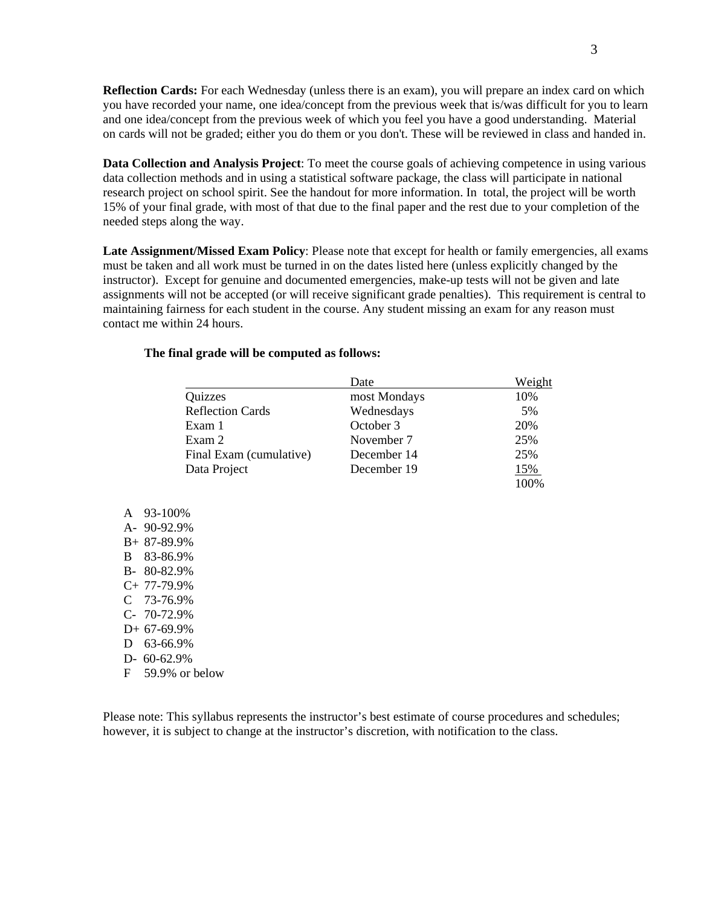**Reflection Cards:** For each Wednesday (unless there is an exam), you will prepare an index card on which you have recorded your name, one idea/concept from the previous week that is/was difficult for you to learn and one idea/concept from the previous week of which you feel you have a good understanding. Material on cards will not be graded; either you do them or you don't. These will be reviewed in class and handed in.

**Data Collection and Analysis Project**: To meet the course goals of achieving competence in using various data collection methods and in using a statistical software package, the class will participate in national research project on school spirit. See the handout for more information. In total, the project will be worth 15% of your final grade, with most of that due to the final paper and the rest due to your completion of the needed steps along the way.

**Late Assignment/Missed Exam Policy**: Please note that except for health or family emergencies, all exams must be taken and all work must be turned in on the dates listed here (unless explicitly changed by the instructor). Except for genuine and documented emergencies, make-up tests will not be given and late assignments will not be accepted (or will receive significant grade penalties). This requirement is central to maintaining fairness for each student in the course. Any student missing an exam for any reason must contact me within 24 hours.

**The final grade will be computed as follows:**

| | Date | Weight |
|---|---|---|
| Quizzes | most Mondays | 10% |
| Reflection Cards | Wednesdays | 5% |
| Exam 1 | October 3 | 20% |
| Exam 2 | November 7 | 25% |
| Final Exam (cumulative) | December 14 | 25% |
| Data Project | December 19 | 15% |
| | | 100% |

- A 93-100%
- A- 90-92.9%
- B+ 87-89.9%
- B 83-86.9%
- B- 80-82.9%
- C+ 77-79.9%
- C 73-76.9%
- C- 70-72.9%
- D+ 67-69.9%
- D 63-66.9%
- D- 60-62.9%
- F 59.9% or below

Please note: This syllabus represents the instructor's best estimate of course procedures and schedules; however, it is subject to change at the instructor's discretion, with notification to the class.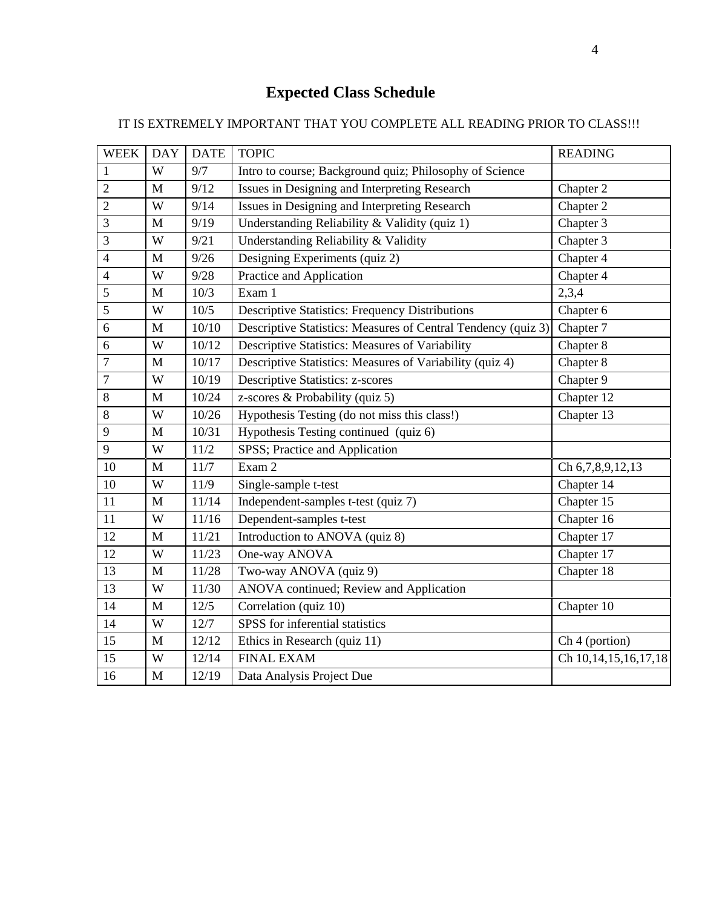# Expected Class Schedule

IT IS EXTREMELY IMPORTANT THAT YOU COMPLETE ALL READING PRIOR TO CLASS!!!

| WEEK | DAY | DATE | TOPIC | READING |
|---|---|---|---|---|
| 1 | W | 9/7 | Intro to course; Background quiz; Philosophy of Science | |
| 2 | M | 9/12 | Issues in Designing and Interpreting Research | Chapter 2 |
| 2 | W | 9/14 | Issues in Designing and Interpreting Research | Chapter 2 |
| 3 | M | 9/19 | Understanding Reliability & Validity (quiz 1) | Chapter 3 |
| 3 | W | 9/21 | Understanding Reliability & Validity | Chapter 3 |
| 4 | M | 9/26 | Designing Experiments (quiz 2) | Chapter 4 |
| 4 | W | 9/28 | Practice and Application | Chapter 4 |
| 5 | M | 10/3 | Exam 1 | 2,3,4 |
| 5 | W | 10/5 | Descriptive Statistics: Frequency Distributions | Chapter 6 |
| 6 | M | 10/10 | Descriptive Statistics: Measures of Central Tendency (quiz 3) | Chapter 7 |
| 6 | W | 10/12 | Descriptive Statistics: Measures of Variability | Chapter 8 |
| 7 | M | 10/17 | Descriptive Statistics: Measures of Variability (quiz 4) | Chapter 8 |
| 7 | W | 10/19 | Descriptive Statistics: z-scores | Chapter 9 |
| 8 | M | 10/24 | z-scores & Probability (quiz 5) | Chapter 12 |
| 8 | W | 10/26 | Hypothesis Testing (do not miss this class!) | Chapter 13 |
| 9 | M | 10/31 | Hypothesis Testing continued (quiz 6) | |
| 9 | W | 11/2 | SPSS; Practice and Application | |
| 10 | M | 11/7 | Exam 2 | Ch 6,7,8,9,12,13 |
| 10 | W | 11/9 | Single-sample t-test | Chapter 14 |
| 11 | M | 11/14 | Independent-samples t-test (quiz 7) | Chapter 15 |
| 11 | W | 11/16 | Dependent-samples t-test | Chapter 16 |
| 12 | M | 11/21 | Introduction to ANOVA (quiz 8) | Chapter 17 |
| 12 | W | 11/23 | One-way ANOVA | Chapter 17 |
| 13 | M | 11/28 | Two-way ANOVA (quiz 9) | Chapter 18 |
| 13 | W | 11/30 | ANOVA continued; Review and Application | |
| 14 | M | 12/5 | Correlation (quiz 10) | Chapter 10 |
| 14 | W | 12/7 | SPSS for inferential statistics | |
| 15 | M | 12/12 | Ethics in Research (quiz 11) | Ch 4 (portion) |
| 15 | W | 12/14 | FINAL EXAM | Ch 10,14,15,16,17,18 |
| 16 | M | 12/19 | Data Analysis Project Due | |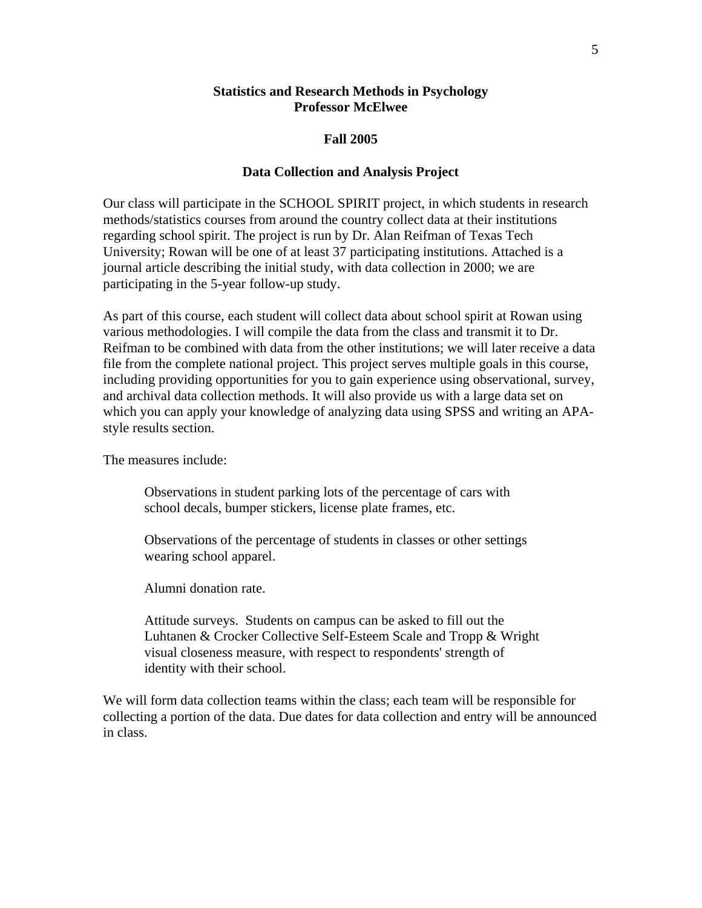**Statistics and Research Methods in Psychology**
**Professor McElwee**

**Fall 2005**

**Data Collection and Analysis Project**

Our class will participate in the SCHOOL SPIRIT project, in which students in research methods/statistics courses from around the country collect data at their institutions regarding school spirit. The project is run by Dr. Alan Reifman of Texas Tech University; Rowan will be one of at least 37 participating institutions. Attached is a journal article describing the initial study, with data collection in 2000; we are participating in the 5-year follow-up study.

As part of this course, each student will collect data about school spirit at Rowan using various methodologies. I will compile the data from the class and transmit it to Dr. Reifman to be combined with data from the other institutions; we will later receive a data file from the complete national project. This project serves multiple goals in this course, including providing opportunities for you to gain experience using observational, survey, and archival data collection methods. It will also provide us with a large data set on which you can apply your knowledge of analyzing data using SPSS and writing an APA-style results section.

The measures include:

> Observations in student parking lots of the percentage of cars with school decals, bumper stickers, license plate frames, etc.
>
> Observations of the percentage of students in classes or other settings wearing school apparel.
>
> Alumni donation rate.
>
> Attitude surveys. Students on campus can be asked to fill out the Luhtanen & Crocker Collective Self-Esteem Scale and Tropp & Wright visual closeness measure, with respect to respondents' strength of identity with their school.

We will form data collection teams within the class; each team will be responsible for collecting a portion of the data. Due dates for data collection and entry will be announced in class.